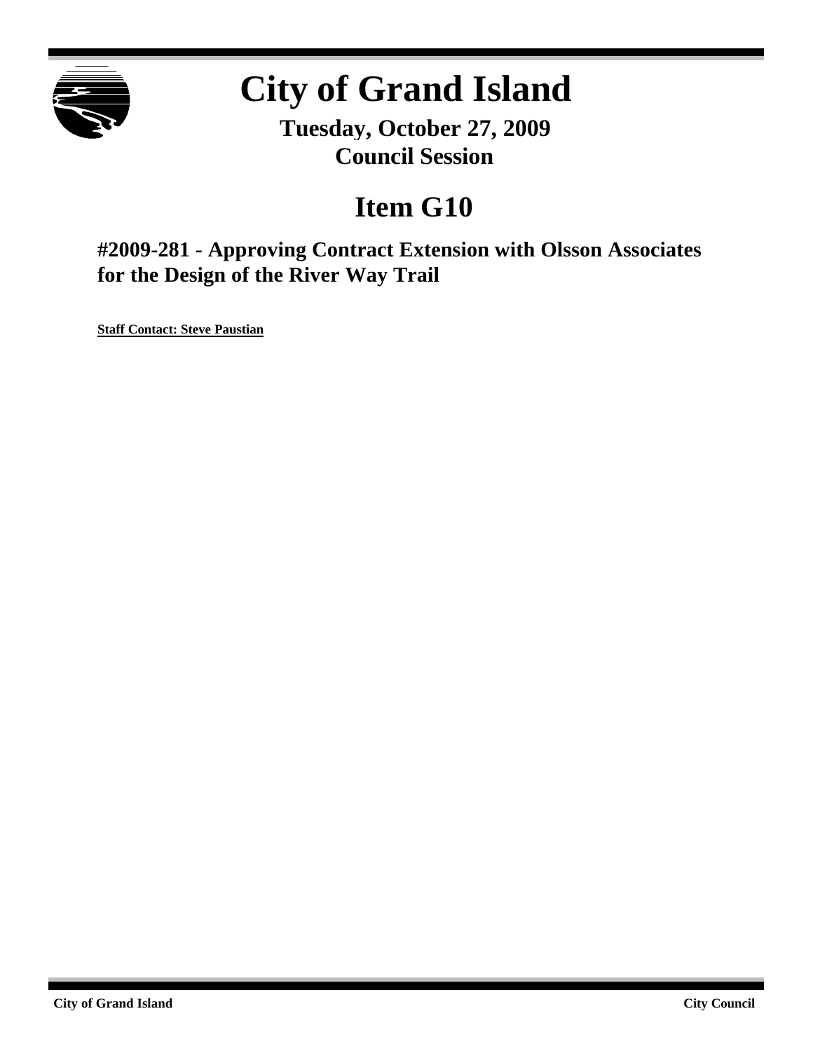# City of Grand Island

**Tuesday, October 27, 2009**
**Council Session**

## Item G10

### #2009-281 - Approving Contract Extension with Olsson Associates for the Design of the River Way Trail

**Staff Contact: Steve Paustian**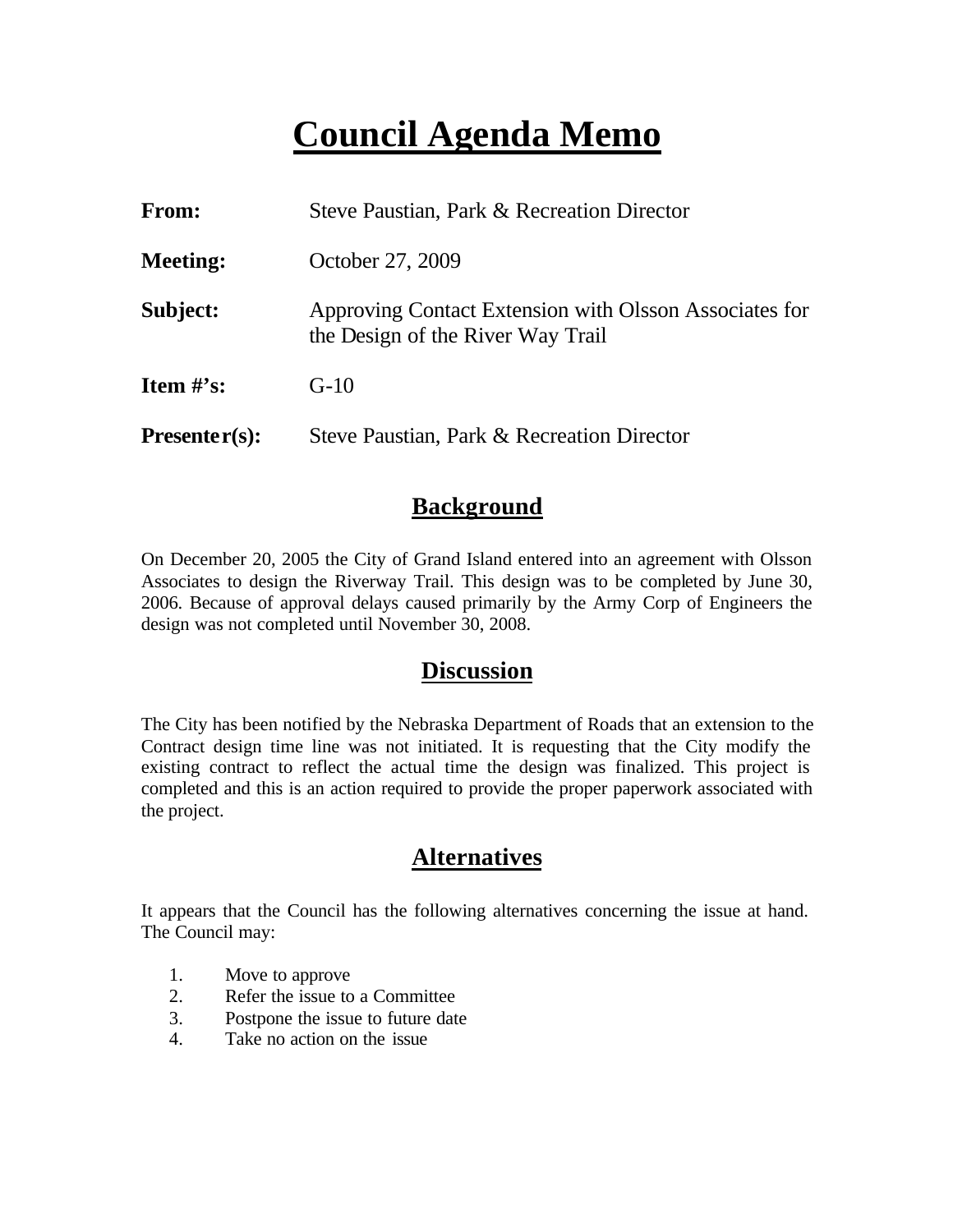# Council Agenda Memo

| | |
|---|---|
| **From:** | Steve Paustian, Park & Recreation Director |
| **Meeting:** | October 27, 2009 |
| **Subject:** | Approving Contact Extension with Olsson Associates for the Design of the River Way Trail |
| **Item #'s:** | G-10 |
| **Presenter(s):** | Steve Paustian, Park & Recreation Director |

## Background

On December 20, 2005 the City of Grand Island entered into an agreement with Olsson Associates to design the Riverway Trail. This design was to be completed by June 30, 2006. Because of approval delays caused primarily by the Army Corp of Engineers the design was not completed until November 30, 2008.

## Discussion

The City has been notified by the Nebraska Department of Roads that an extension to the Contract design time line was not initiated. It is requesting that the City modify the existing contract to reflect the actual time the design was finalized. This project is completed and this is an action required to provide the proper paperwork associated with the project.

## Alternatives

It appears that the Council has the following alternatives concerning the issue at hand. The Council may:

1. Move to approve
2. Refer the issue to a Committee
3. Postpone the issue to future date
4. Take no action on the issue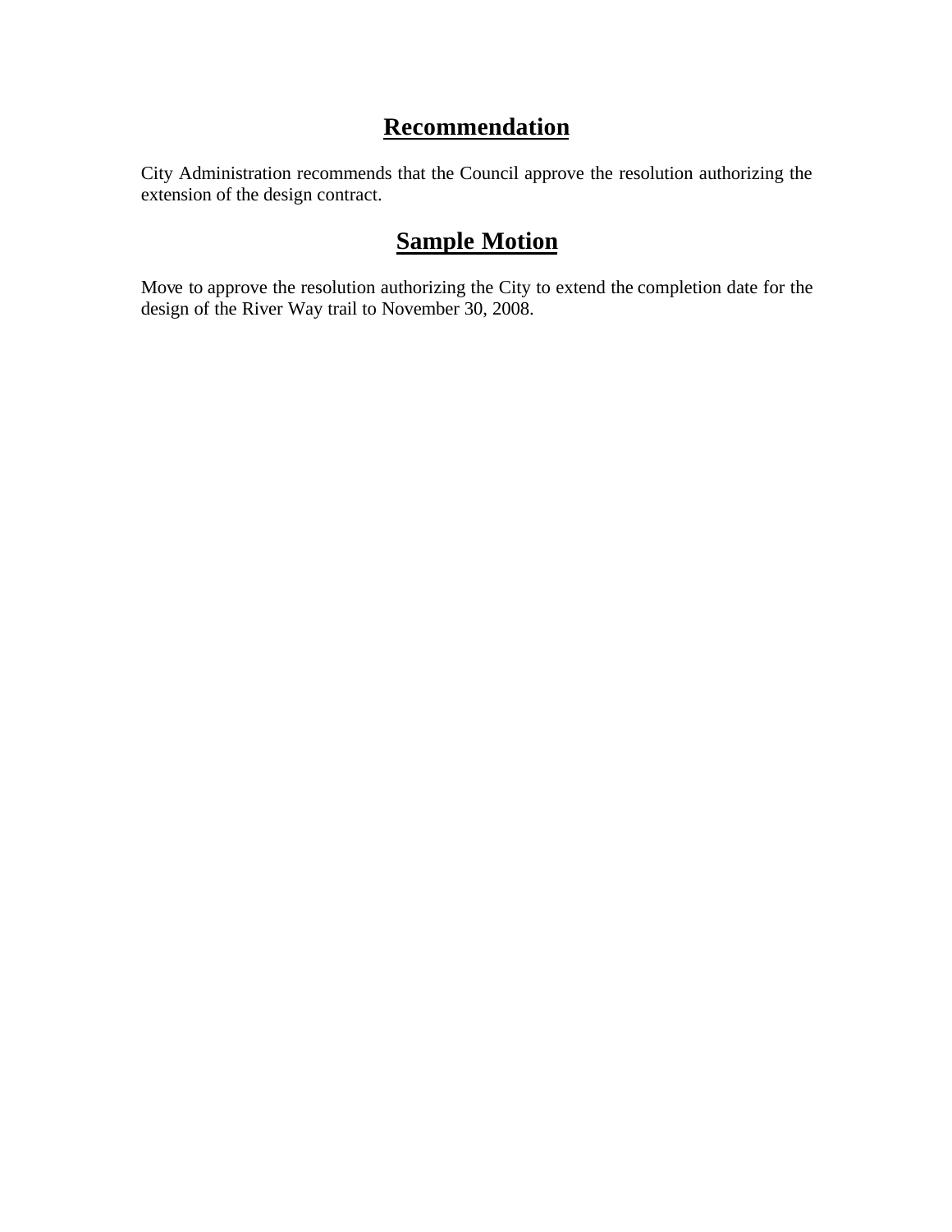## Recommendation

City Administration recommends that the Council approve the resolution authorizing the extension of the design contract.

## Sample Motion

Move to approve the resolution authorizing the City to extend the completion date for the design of the River Way trail to November 30, 2008.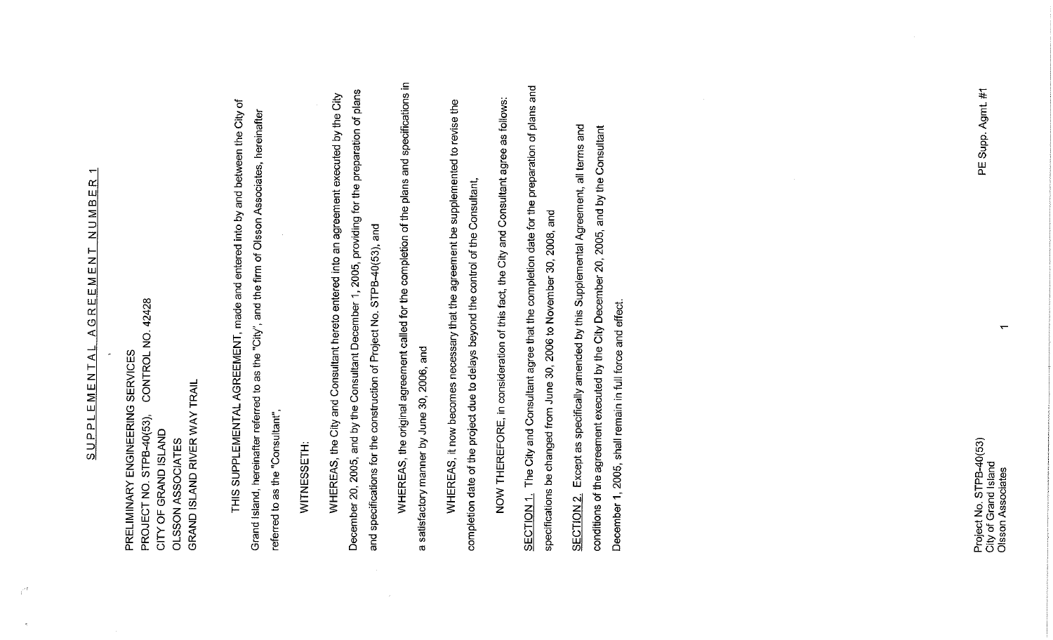# SUPPLEMENTAL AGREEMENT NUMBER 1

PRELIMINARY ENGINEERING SERVICES
PROJECT NO. STPB-40(53), CONTROL NO. 42428
CITY OF GRAND ISLAND
OLSSON ASSOCIATES
GRAND ISLAND RIVER WAY TRAIL

THIS SUPPLEMENTAL AGREEMENT, made and entered into by and between the City of Grand Island, hereinafter referred to as the "City", and the firm of Olsson Associates, hereinafter referred to as the "Consultant",

WITNESSETH:

WHEREAS, the City and Consultant hereto entered into an agreement executed by the City December 20, 2005, and by the Consultant December 1, 2005, providing for the preparation of plans and specifications for the construction of Project No. STPB-40(53), and

WHEREAS, the original agreement called for the completion of the plans and specifications in a satisfactory manner by June 30, 2006, and

WHEREAS, it now becomes necessary that the agreement be supplemented to revise the completion date of the project due to delays beyond the control of the Consultant,

NOW THEREFORE, in consideration of this fact, the City and Consultant agree as follows:

SECTION 1. The City and Consultant agree that the completion date for the preparation of plans and specifications be changed from June 30, 2006 to November 30, 2008, and

SECTION 2. Except as specifically amended by this Supplemental Agreement, all terms and conditions of the agreement executed by the City December 20, 2005, and by the Consultant December 1, 2005, shall remain in full force and effect.

Project No. STPB-40(53)
City of Grand Island
Olsson Associates

PE Supp. Agmt. #1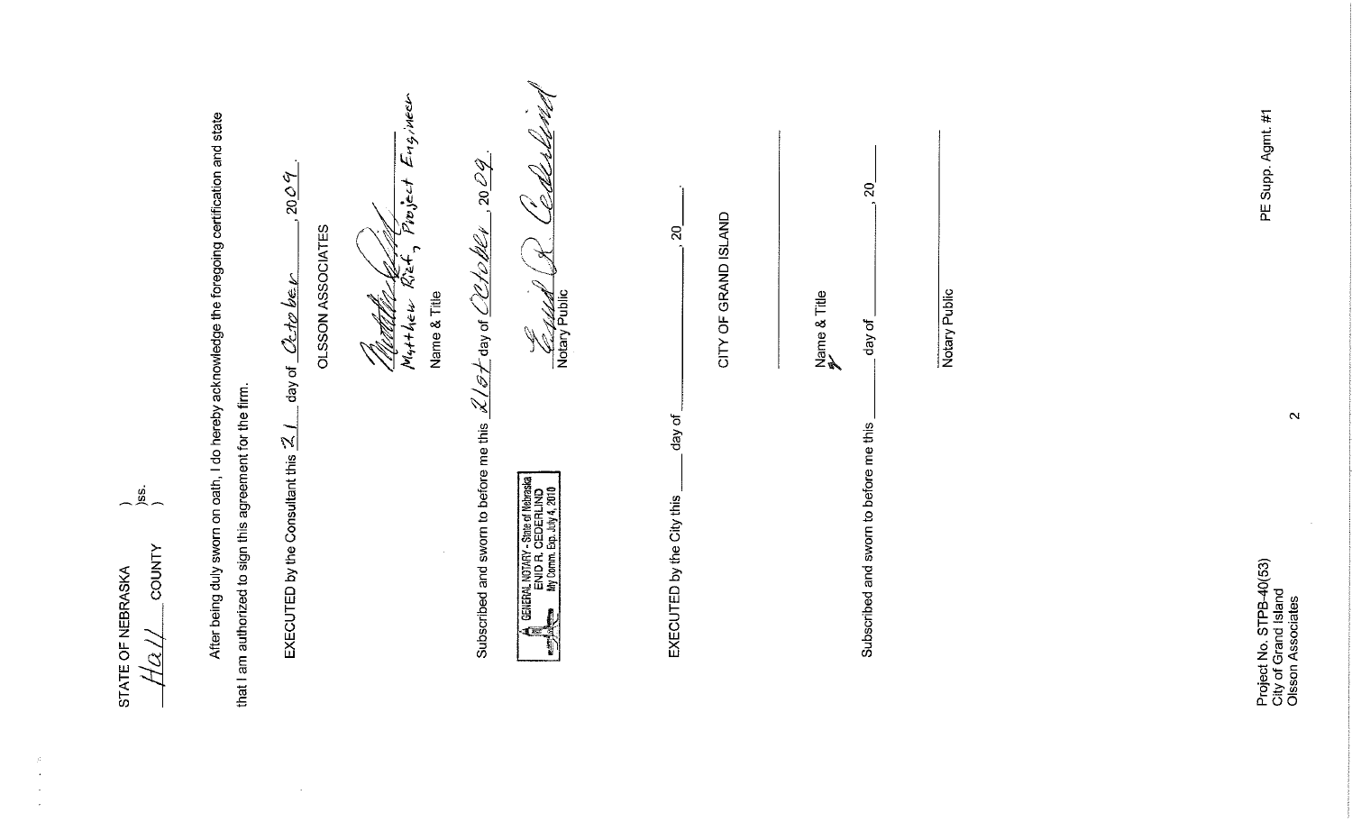STATE OF NEBRASKA )
)ss.
Hall COUNTY )

After being duly sworn on oath, I do hereby acknowledge the foregoing certification and state that I am authorized to sign this agreement for the firm.

EXECUTED by the Consultant this 21 day of October, 2009.

OLSSON ASSOCIATES

Matthew Rief, Project Engineer
Name & Title

Subscribed and sworn to before me this 21st day of October 2009.

GENERAL NOTARY - State of Nebraska
ENID R. CEDERLIND
My Comm. Exp. July 4, 2010

Enid R. Cederlind
Notary Public

EXECUTED by the City this _____ day of _____________, 20___.

CITY OF GRAND ISLAND

_________________________
Name & Title

Subscribed and sworn to before me this _____ day of _____________, 20___

_________________________
Notary Public

Project No. STPB-40(53)
City of Grand Island
Olsson Associates

PE Supp. Agmt. #1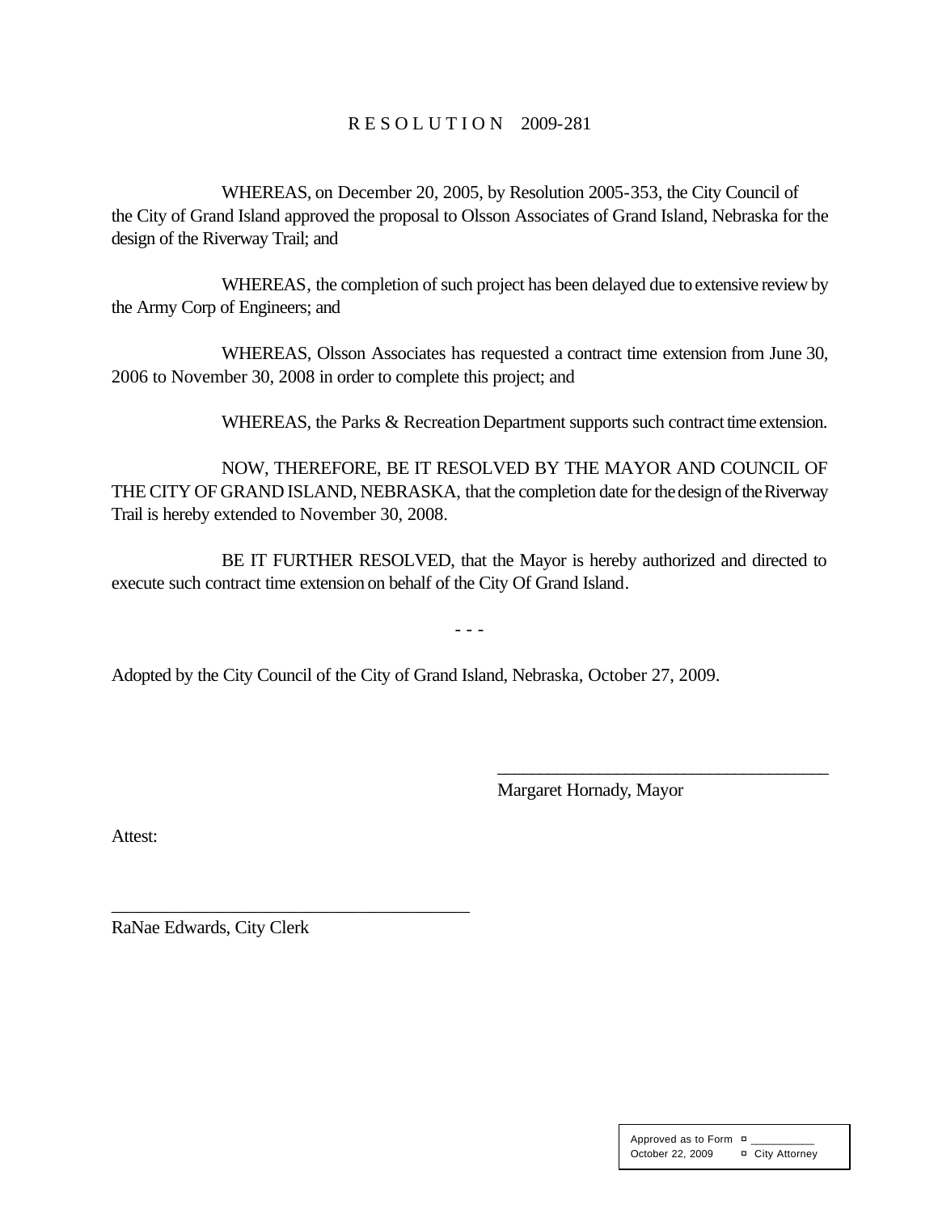# R E S O L U T I O N 2009-281

WHEREAS, on December 20, 2005, by Resolution 2005-353, the City Council of the City of Grand Island approved the proposal to Olsson Associates of Grand Island, Nebraska for the design of the Riverway Trail; and

WHEREAS, the completion of such project has been delayed due to extensive review by the Army Corp of Engineers; and

WHEREAS, Olsson Associates has requested a contract time extension from June 30, 2006 to November 30, 2008 in order to complete this project; and

WHEREAS, the Parks & Recreation Department supports such contract time extension.

NOW, THEREFORE, BE IT RESOLVED BY THE MAYOR AND COUNCIL OF THE CITY OF GRAND ISLAND, NEBRASKA, that the completion date for the design of the Riverway Trail is hereby extended to November 30, 2008.

BE IT FURTHER RESOLVED, that the Mayor is hereby authorized and directed to execute such contract time extension on behalf of the City Of Grand Island.

- - -

Adopted by the City Council of the City of Grand Island, Nebraska, October 27, 2009.

_____________________________________
Margaret Hornady, Mayor

Attest:

_______________________________________
RaNae Edwards, City Clerk

Approved as to Form ¤ __________
October 22, 2009 ¤ City Attorney